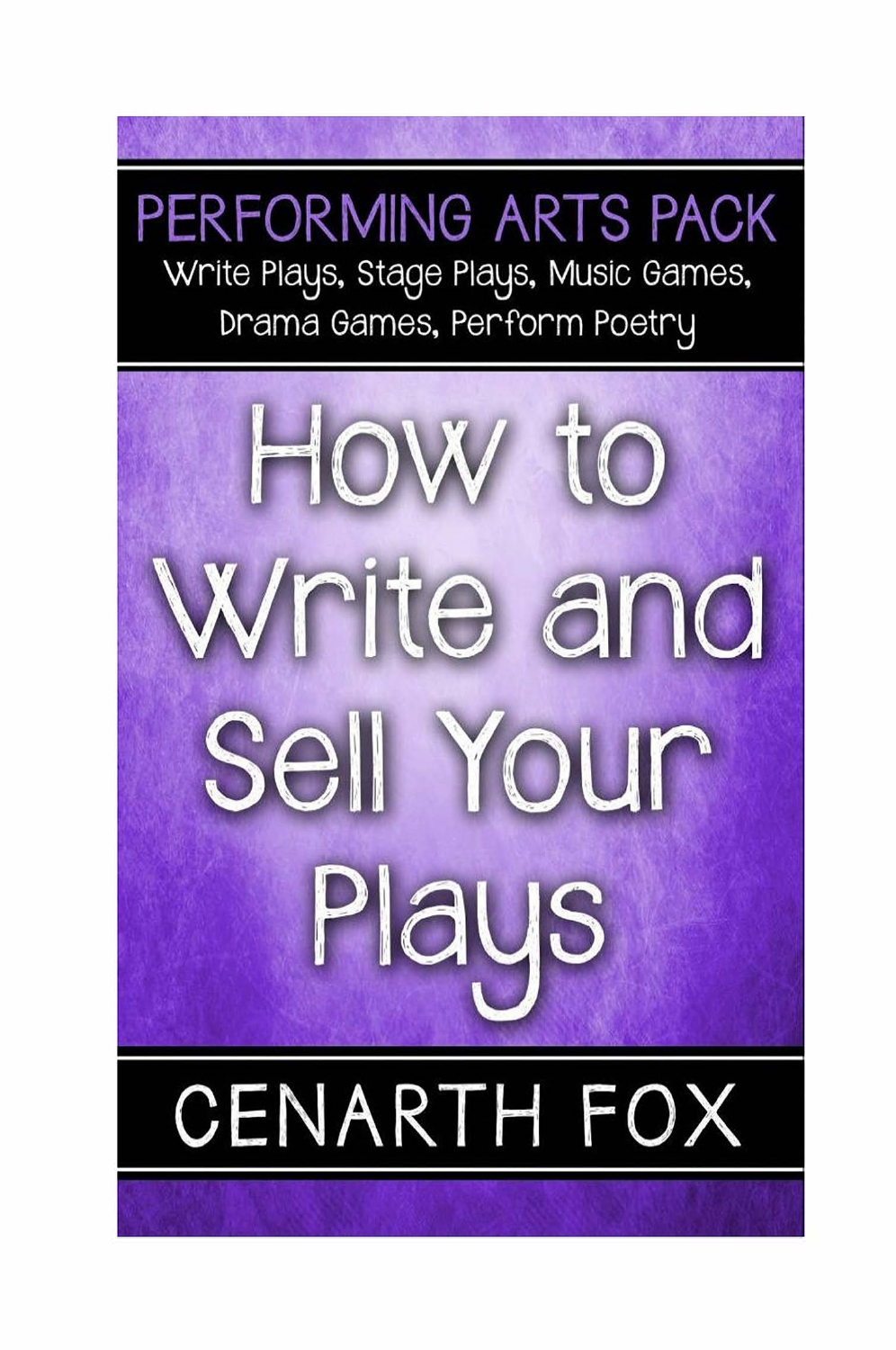PERFORMING ARTS PACK

Write Plays, Stage Plays, Music Games, Drama Games, Perform Poetry

# How to Write and Sell Your Plays

CENARTH FOX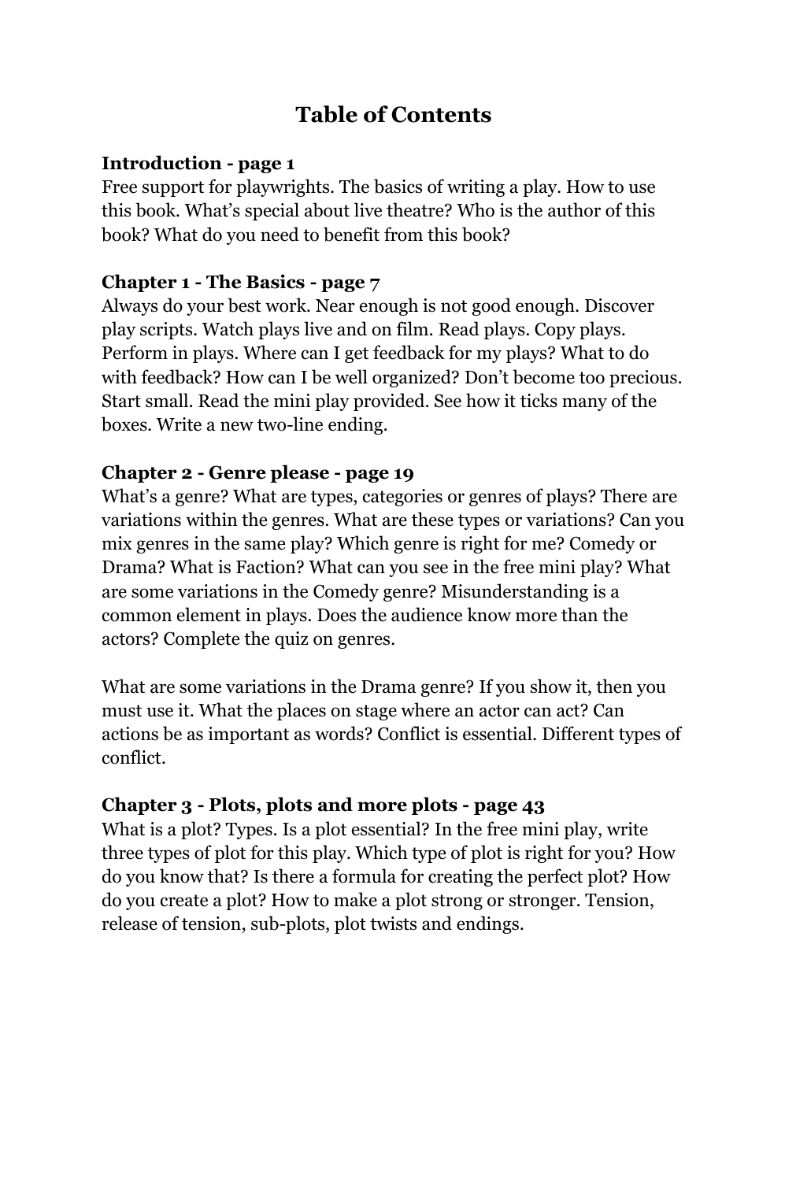# Table of Contents

**Introduction - page 1**
Free support for playwrights. The basics of writing a play. How to use this book. What's special about live theatre? Who is the author of this book? What do you need to benefit from this book?

**Chapter 1 - The Basics - page 7**
Always do your best work. Near enough is not good enough. Discover play scripts. Watch plays live and on film. Read plays. Copy plays. Perform in plays. Where can I get feedback for my plays? What to do with feedback? How can I be well organized? Don't become too precious. Start small. Read the mini play provided. See how it ticks many of the boxes. Write a new two-line ending.

**Chapter 2 - Genre please - page 19**
What's a genre? What are types, categories or genres of plays? There are variations within the genres. What are these types or variations? Can you mix genres in the same play? Which genre is right for me? Comedy or Drama? What is Faction? What can you see in the free mini play? What are some variations in the Comedy genre? Misunderstanding is a common element in plays. Does the audience know more than the actors? Complete the quiz on genres.

What are some variations in the Drama genre? If you show it, then you must use it. What the places on stage where an actor can act? Can actions be as important as words? Conflict is essential. Different types of conflict.

**Chapter 3 - Plots, plots and more plots - page 43**
What is a plot? Types. Is a plot essential? In the free mini play, write three types of plot for this play. Which type of plot is right for you? How do you know that? Is there a formula for creating the perfect plot? How do you create a plot? How to make a plot strong or stronger. Tension, release of tension, sub-plots, plot twists and endings.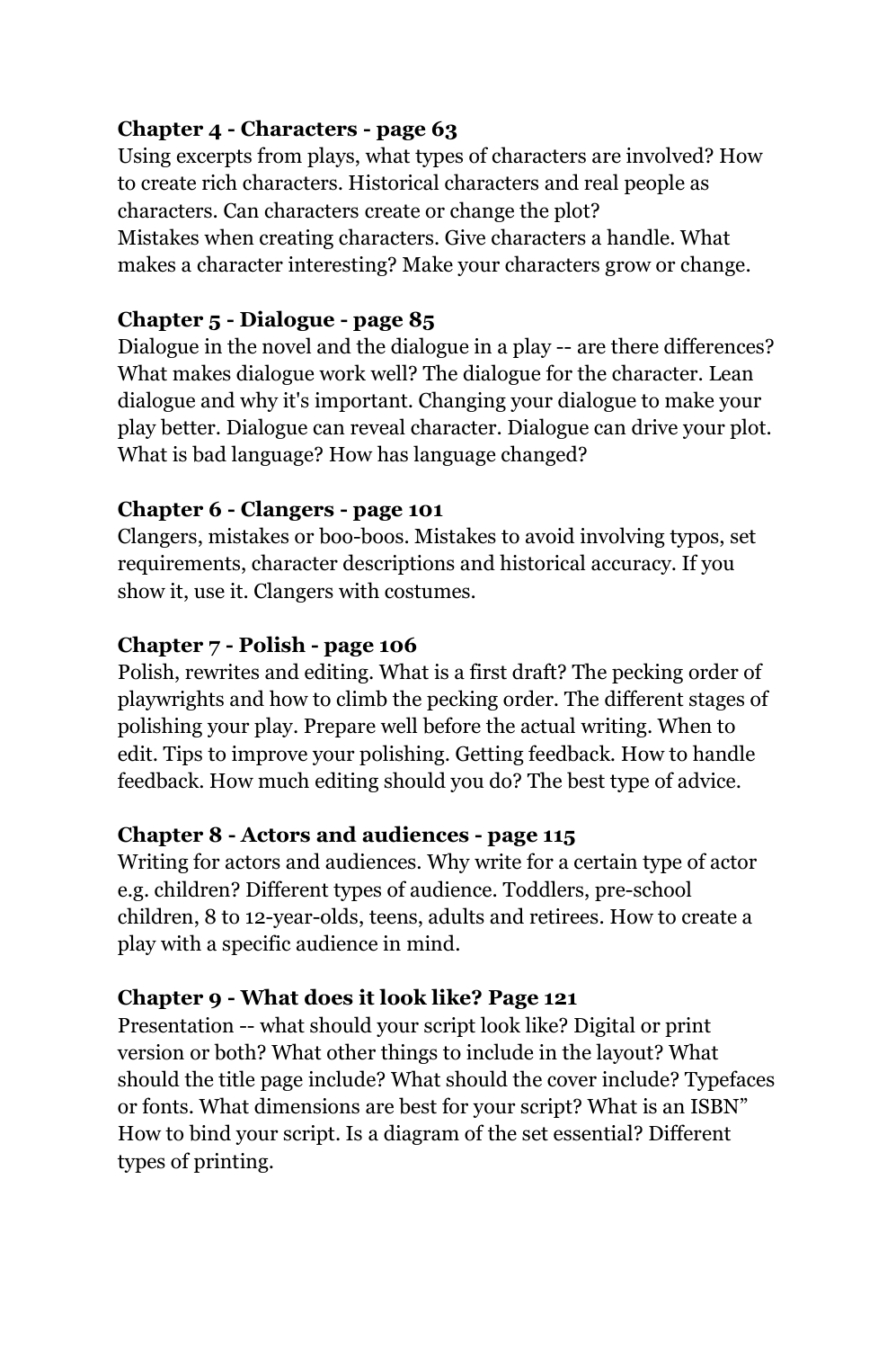**Chapter 4 - Characters - page 63**
Using excerpts from plays, what types of characters are involved? How to create rich characters. Historical characters and real people as characters. Can characters create or change the plot?
Mistakes when creating characters. Give characters a handle. What makes a character interesting? Make your characters grow or change.

**Chapter 5 - Dialogue - page 85**
Dialogue in the novel and the dialogue in a play -- are there differences? What makes dialogue work well? The dialogue for the character. Lean dialogue and why it's important. Changing your dialogue to make your play better. Dialogue can reveal character. Dialogue can drive your plot. What is bad language? How has language changed?

**Chapter 6 - Clangers - page 101**
Clangers, mistakes or boo-boos. Mistakes to avoid involving typos, set requirements, character descriptions and historical accuracy. If you show it, use it. Clangers with costumes.

**Chapter 7 - Polish - page 106**
Polish, rewrites and editing. What is a first draft? The pecking order of playwrights and how to climb the pecking order. The different stages of polishing your play. Prepare well before the actual writing. When to edit. Tips to improve your polishing. Getting feedback. How to handle feedback. How much editing should you do? The best type of advice.

**Chapter 8 - Actors and audiences - page 115**
Writing for actors and audiences. Why write for a certain type of actor e.g. children? Different types of audience. Toddlers, pre-school children, 8 to 12-year-olds, teens, adults and retirees. How to create a play with a specific audience in mind.

**Chapter 9 - What does it look like? Page 121**
Presentation -- what should your script look like? Digital or print version or both? What other things to include in the layout? What should the title page include? What should the cover include? Typefaces or fonts. What dimensions are best for your script? What is an ISBN" How to bind your script. Is a diagram of the set essential? Different types of printing.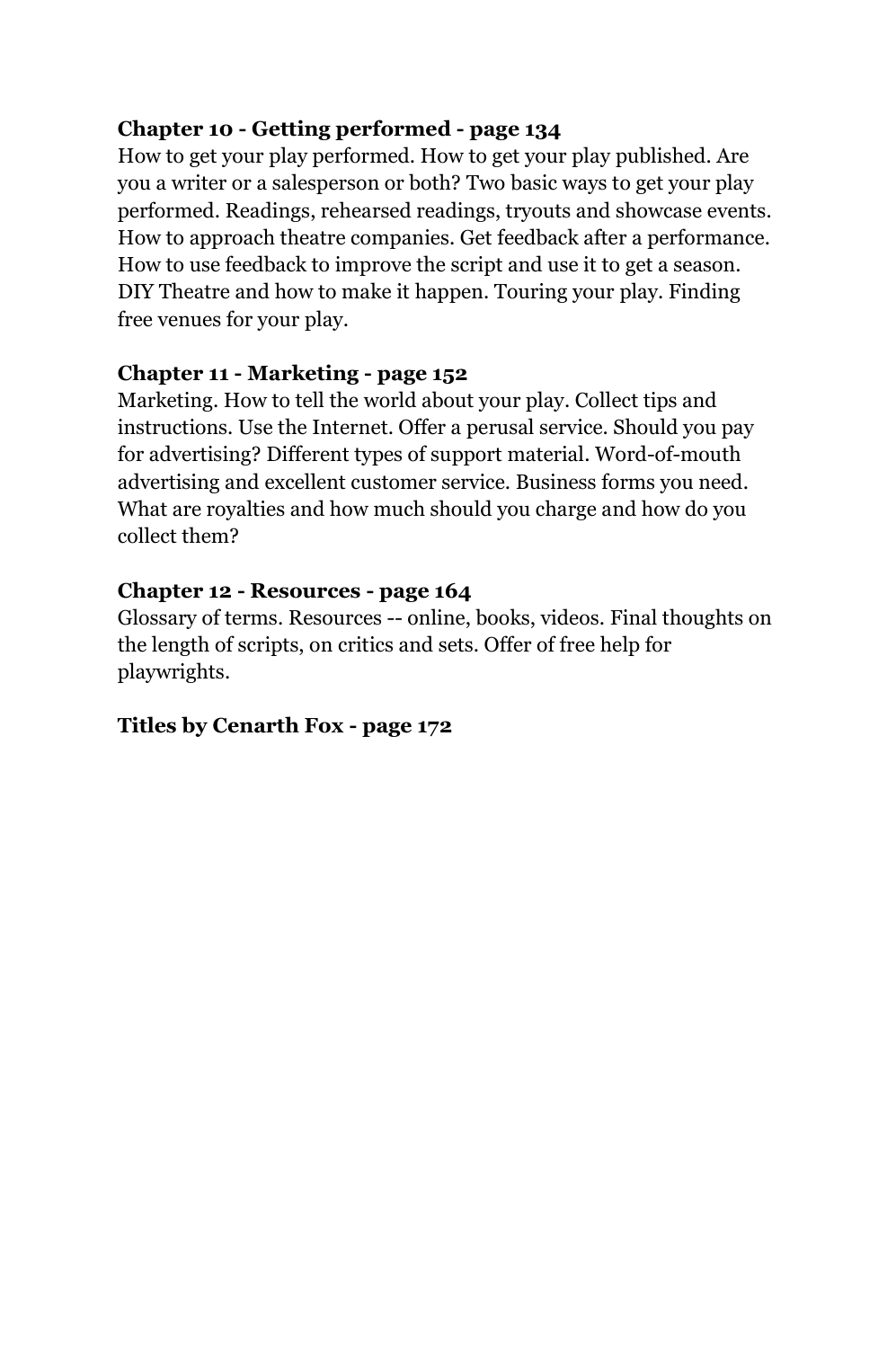**Chapter 10 - Getting performed - page 134**
How to get your play performed. How to get your play published. Are you a writer or a salesperson or both? Two basic ways to get your play performed. Readings, rehearsed readings, tryouts and showcase events. How to approach theatre companies. Get feedback after a performance. How to use feedback to improve the script and use it to get a season. DIY Theatre and how to make it happen. Touring your play. Finding free venues for your play.

**Chapter 11 - Marketing - page 152**
Marketing. How to tell the world about your play. Collect tips and instructions. Use the Internet. Offer a perusal service. Should you pay for advertising? Different types of support material. Word-of-mouth advertising and excellent customer service. Business forms you need. What are royalties and how much should you charge and how do you collect them?

**Chapter 12 - Resources - page 164**
Glossary of terms. Resources -- online, books, videos. Final thoughts on the length of scripts, on critics and sets. Offer of free help for playwrights.

**Titles by Cenarth Fox - page 172**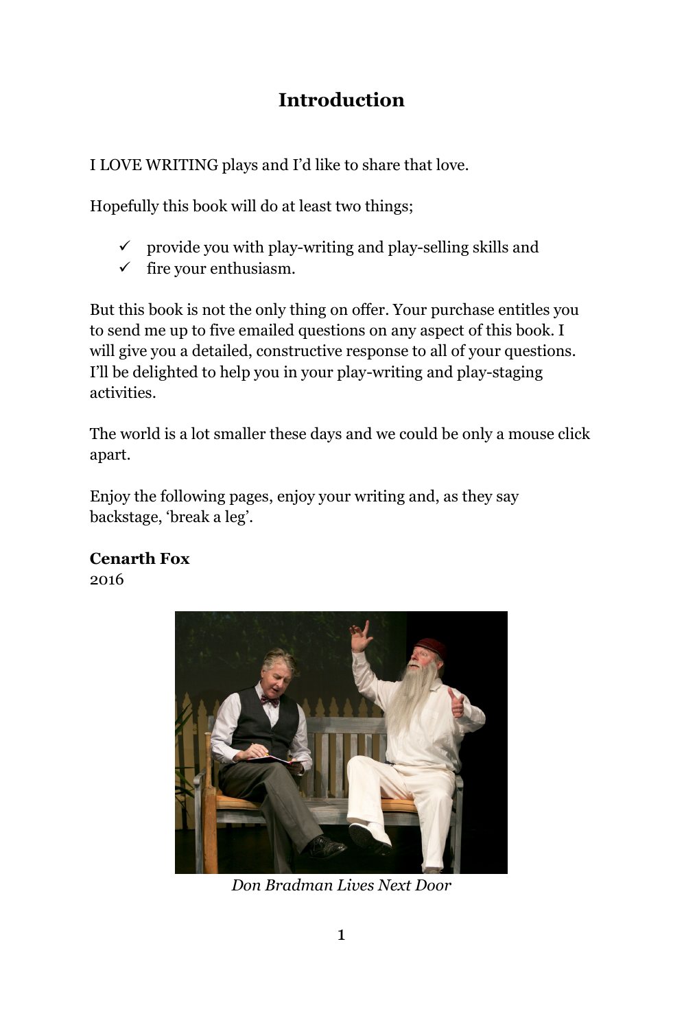# Introduction

I LOVE WRITING plays and I'd like to share that love.

Hopefully this book will do at least two things;

- ✓ provide you with play-writing and play-selling skills and
- ✓ fire your enthusiasm.

But this book is not the only thing on offer. Your purchase entitles you to send me up to five emailed questions on any aspect of this book. I will give you a detailed, constructive response to all of your questions. I'll be delighted to help you in your play-writing and play-staging activities.

The world is a lot smaller these days and we could be only a mouse click apart.

Enjoy the following pages, enjoy your writing and, as they say backstage, 'break a leg'.

**Cenarth Fox**
2016

*Don Bradman Lives Next Door*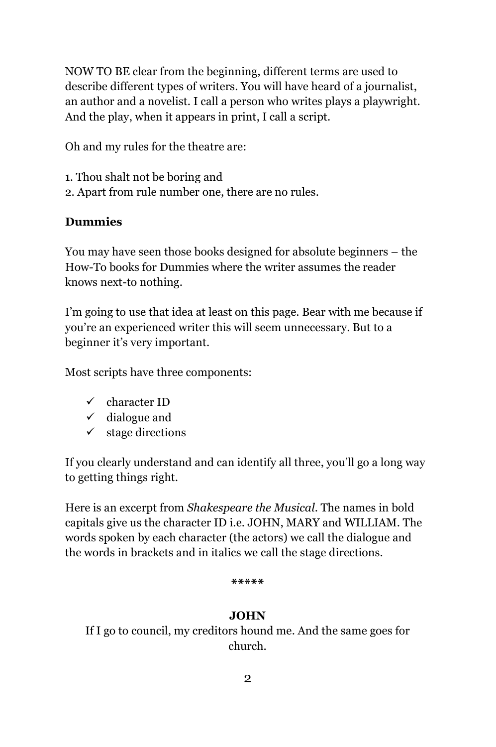NOW TO BE clear from the beginning, different terms are used to describe different types of writers. You will have heard of a journalist, an author and a novelist. I call a person who writes plays a playwright. And the play, when it appears in print, I call a script.

Oh and my rules for the theatre are:

1. Thou shalt not be boring and
2. Apart from rule number one, there are no rules.

**Dummies**

You may have seen those books designed for absolute beginners – the How-To books for Dummies where the writer assumes the reader knows next-to nothing.

I'm going to use that idea at least on this page. Bear with me because if you're an experienced writer this will seem unnecessary. But to a beginner it's very important.

Most scripts have three components:

- ✓ character ID
- ✓ dialogue and
- ✓ stage directions

If you clearly understand and can identify all three, you'll go a long way to getting things right.

Here is an excerpt from *Shakespeare the Musical.* The names in bold capitals give us the character ID i.e. JOHN, MARY and WILLIAM. The words spoken by each character (the actors) we call the dialogue and the words in brackets and in italics we call the stage directions.

*****

**JOHN**

If I go to council, my creditors hound me. And the same goes for church.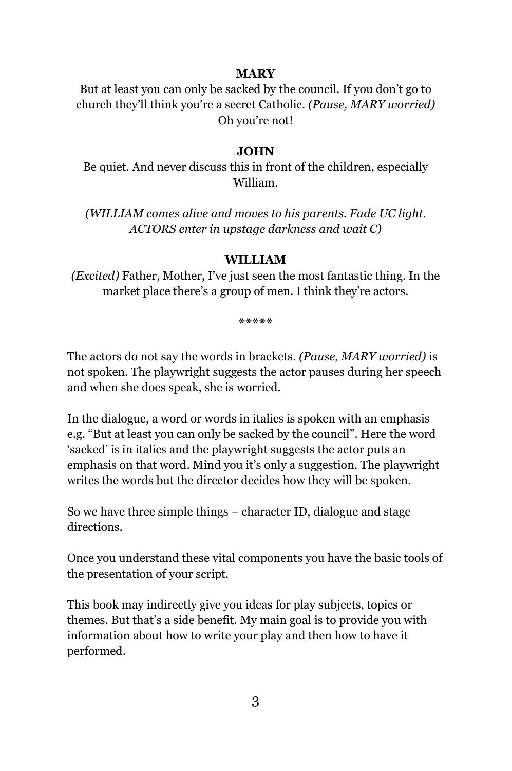**MARY**

But at least you can only be sacked by the council. If you don't go to church they'll think you're a secret Catholic. *(Pause, MARY worried)* Oh you're not!

**JOHN**

Be quiet. And never discuss this in front of the children, especially William.

*(WILLIAM comes alive and moves to his parents. Fade UC light. ACTORS enter in upstage darkness and wait C)*

**WILLIAM**

*(Excited)* Father, Mother, I've just seen the most fantastic thing. In the market place there's a group of men. I think they're actors.

*****

The actors do not say the words in brackets. *(Pause, MARY worried)* is not spoken. The playwright suggests the actor pauses during her speech and when she does speak, she is worried.

In the dialogue, a word or words in italics is spoken with an emphasis e.g. "But at least you can only be sacked by the council". Here the word 'sacked' is in italics and the playwright suggests the actor puts an emphasis on that word. Mind you it's only a suggestion. The playwright writes the words but the director decides how they will be spoken.

So we have three simple things – character ID, dialogue and stage directions.

Once you understand these vital components you have the basic tools of the presentation of your script.

This book may indirectly give you ideas for play subjects, topics or themes. But that's a side benefit. My main goal is to provide you with information about how to write your play and then how to have it performed.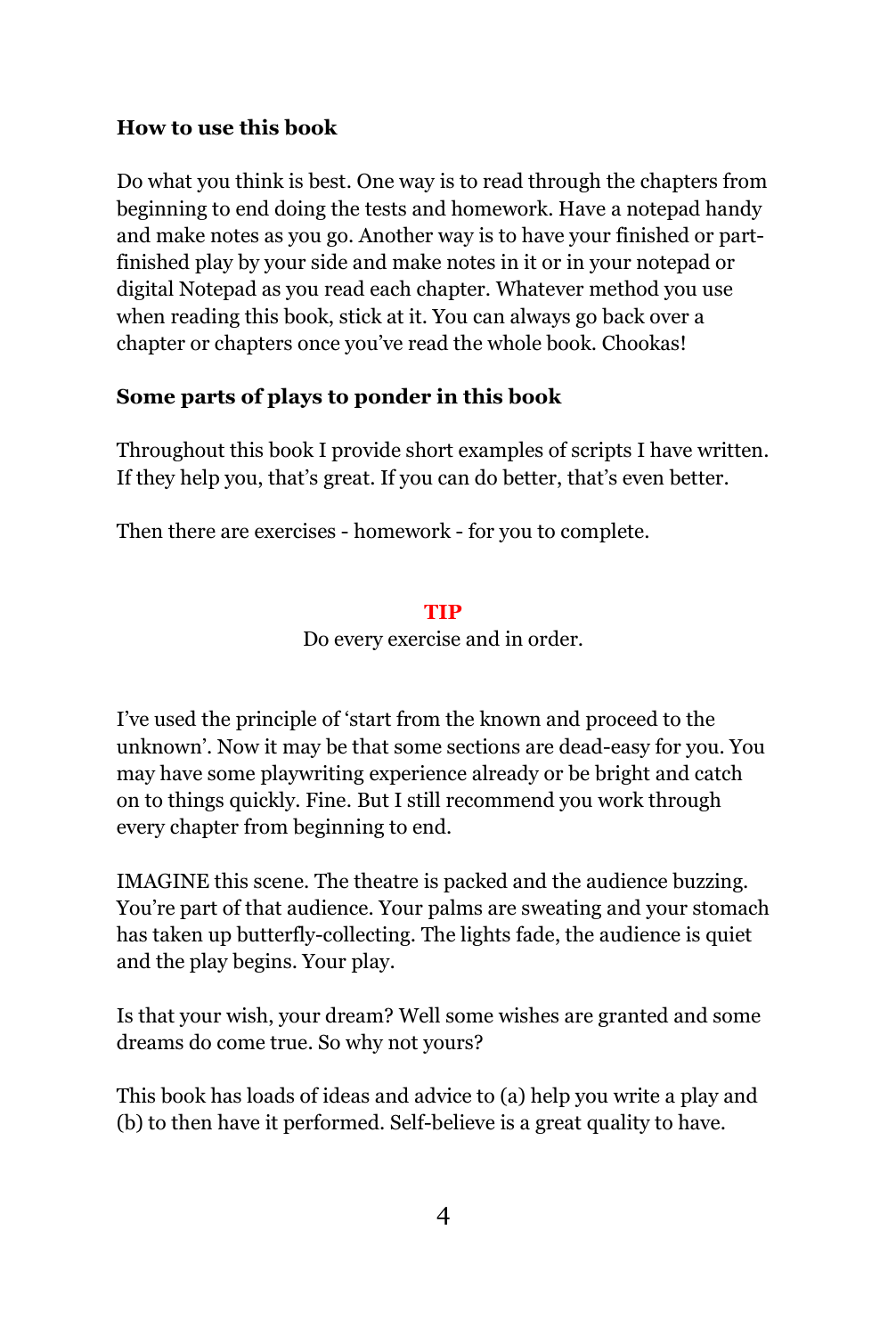**How to use this book**

Do what you think is best. One way is to read through the chapters from beginning to end doing the tests and homework. Have a notepad handy and make notes as you go. Another way is to have your finished or part-finished play by your side and make notes in it or in your notepad or digital Notepad as you read each chapter. Whatever method you use when reading this book, stick at it. You can always go back over a chapter or chapters once you've read the whole book. Chookas!

**Some parts of plays to ponder in this book**

Throughout this book I provide short examples of scripts I have written. If they help you, that's great. If you can do better, that's even better.

Then there are exercises - homework - for you to complete.

**TIP**

Do every exercise and in order.

I've used the principle of 'start from the known and proceed to the unknown'. Now it may be that some sections are dead-easy for you. You may have some playwriting experience already or be bright and catch on to things quickly. Fine. But I still recommend you work through every chapter from beginning to end.

IMAGINE this scene. The theatre is packed and the audience buzzing. You're part of that audience. Your palms are sweating and your stomach has taken up butterfly-collecting. The lights fade, the audience is quiet and the play begins. Your play.

Is that your wish, your dream? Well some wishes are granted and some dreams do come true. So why not yours?

This book has loads of ideas and advice to (a) help you write a play and (b) to then have it performed. Self-believe is a great quality to have.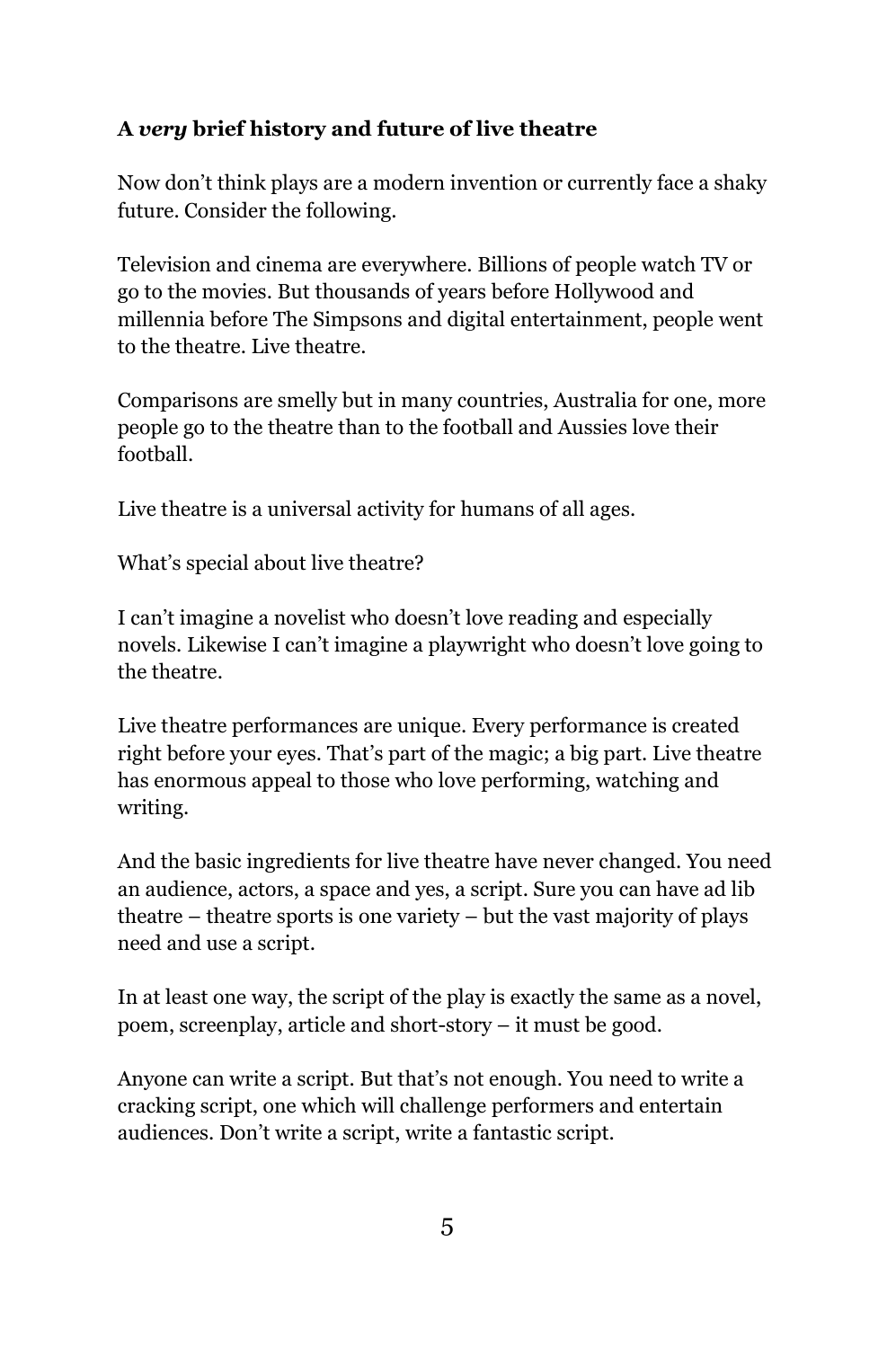**A *very* brief history and future of live theatre**

Now don't think plays are a modern invention or currently face a shaky future. Consider the following.

Television and cinema are everywhere. Billions of people watch TV or go to the movies. But thousands of years before Hollywood and millennia before The Simpsons and digital entertainment, people went to the theatre. Live theatre.

Comparisons are smelly but in many countries, Australia for one, more people go to the theatre than to the football and Aussies love their football.

Live theatre is a universal activity for humans of all ages.

What's special about live theatre?

I can't imagine a novelist who doesn't love reading and especially novels. Likewise I can't imagine a playwright who doesn't love going to the theatre.

Live theatre performances are unique. Every performance is created right before your eyes. That's part of the magic; a big part. Live theatre has enormous appeal to those who love performing, watching and writing.

And the basic ingredients for live theatre have never changed. You need an audience, actors, a space and yes, a script. Sure you can have ad lib theatre – theatre sports is one variety – but the vast majority of plays need and use a script.

In at least one way, the script of the play is exactly the same as a novel, poem, screenplay, article and short-story – it must be good.

Anyone can write a script. But that's not enough. You need to write a cracking script, one which will challenge performers and entertain audiences. Don't write a script, write a fantastic script.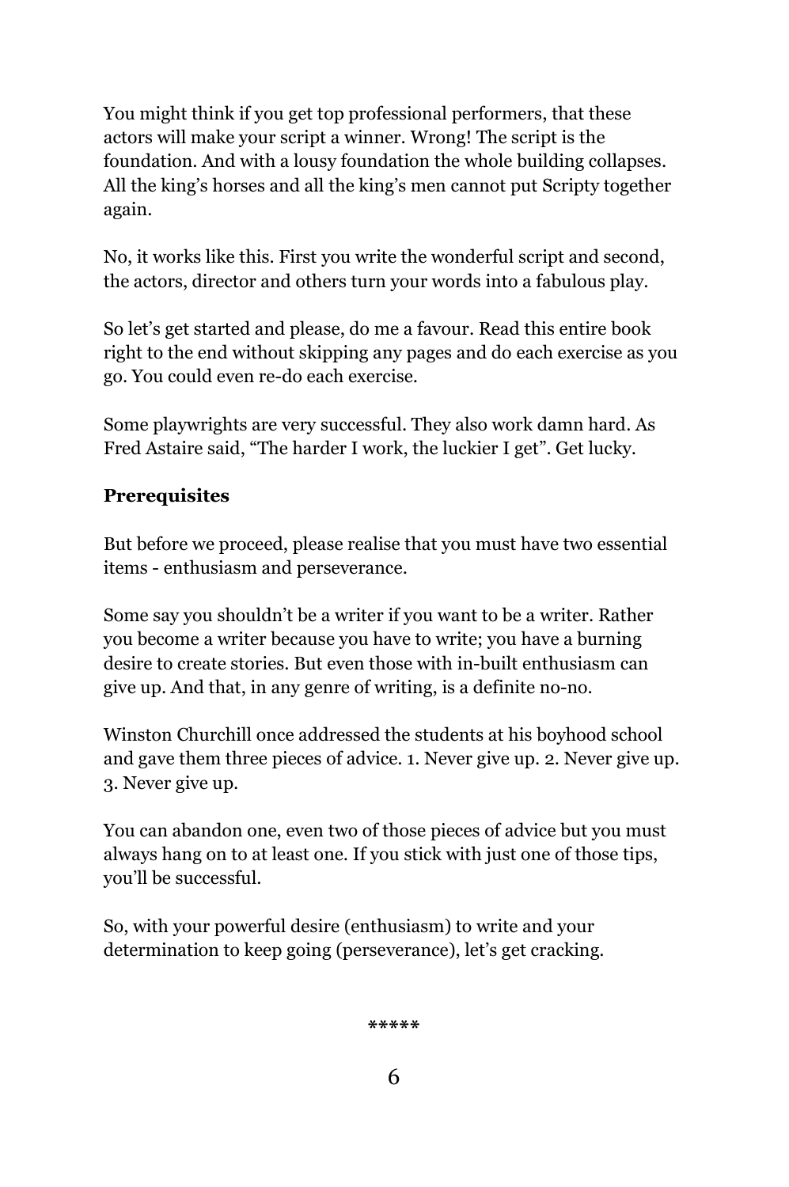You might think if you get top professional performers, that these actors will make your script a winner. Wrong! The script is the foundation. And with a lousy foundation the whole building collapses. All the king's horses and all the king's men cannot put Scripty together again.

No, it works like this. First you write the wonderful script and second, the actors, director and others turn your words into a fabulous play.

So let's get started and please, do me a favour. Read this entire book right to the end without skipping any pages and do each exercise as you go. You could even re-do each exercise.

Some playwrights are very successful. They also work damn hard. As Fred Astaire said, "The harder I work, the luckier I get". Get lucky.

**Prerequisites**

But before we proceed, please realise that you must have two essential items - enthusiasm and perseverance.

Some say you shouldn't be a writer if you want to be a writer. Rather you become a writer because you have to write; you have a burning desire to create stories. But even those with in-built enthusiasm can give up. And that, in any genre of writing, is a definite no-no.

Winston Churchill once addressed the students at his boyhood school and gave them three pieces of advice. 1. Never give up. 2. Never give up. 3. Never give up.

You can abandon one, even two of those pieces of advice but you must always hang on to at least one. If you stick with just one of those tips, you'll be successful.

So, with your powerful desire (enthusiasm) to write and your determination to keep going (perseverance), let's get cracking.

*****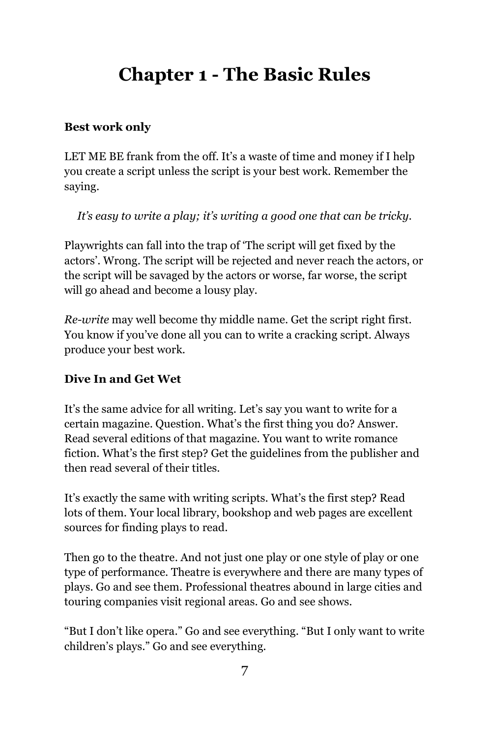# Chapter 1 - The Basic Rules

### Best work only

LET ME BE frank from the off. It's a waste of time and money if I help you create a script unless the script is your best work. Remember the saying.

*It's easy to write a play; it's writing a good one that can be tricky.*

Playwrights can fall into the trap of 'The script will get fixed by the actors'. Wrong. The script will be rejected and never reach the actors, or the script will be savaged by the actors or worse, far worse, the script will go ahead and become a lousy play.

*Re-write* may well become thy middle name. Get the script right first. You know if you've done all you can to write a cracking script. Always produce your best work.

### Dive In and Get Wet

It's the same advice for all writing. Let's say you want to write for a certain magazine. Question. What's the first thing you do? Answer. Read several editions of that magazine. You want to write romance fiction. What's the first step? Get the guidelines from the publisher and then read several of their titles.

It's exactly the same with writing scripts. What's the first step? Read lots of them. Your local library, bookshop and web pages are excellent sources for finding plays to read.

Then go to the theatre. And not just one play or one style of play or one type of performance. Theatre is everywhere and there are many types of plays. Go and see them. Professional theatres abound in large cities and touring companies visit regional areas. Go and see shows.

"But I don't like opera." Go and see everything. "But I only want to write children's plays." Go and see everything.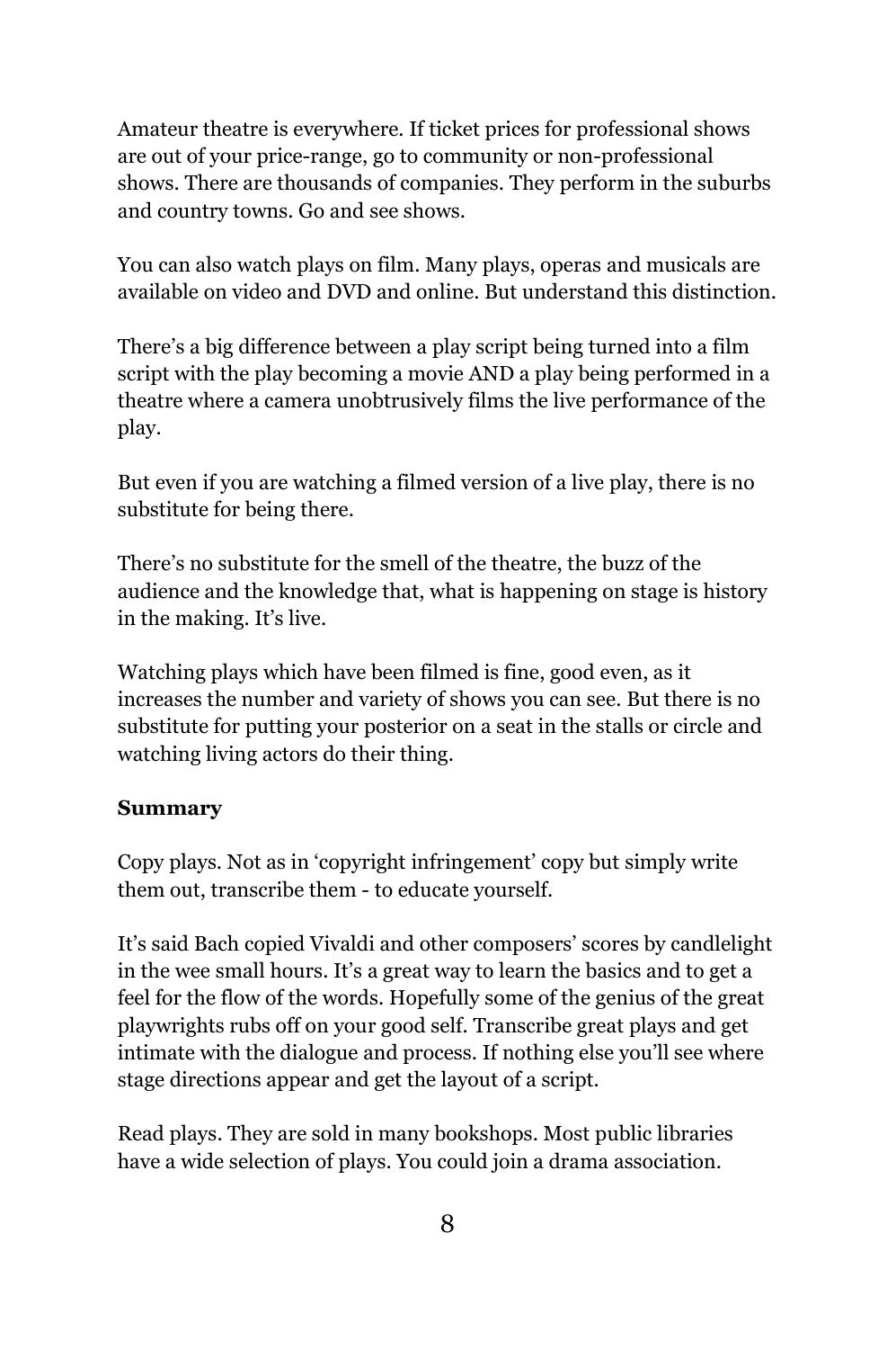Amateur theatre is everywhere. If ticket prices for professional shows are out of your price-range, go to community or non-professional shows. There are thousands of companies. They perform in the suburbs and country towns. Go and see shows.

You can also watch plays on film. Many plays, operas and musicals are available on video and DVD and online. But understand this distinction.

There's a big difference between a play script being turned into a film script with the play becoming a movie AND a play being performed in a theatre where a camera unobtrusively films the live performance of the play.

But even if you are watching a filmed version of a live play, there is no substitute for being there.

There's no substitute for the smell of the theatre, the buzz of the audience and the knowledge that, what is happening on stage is history in the making. It's live.

Watching plays which have been filmed is fine, good even, as it increases the number and variety of shows you can see. But there is no substitute for putting your posterior on a seat in the stalls or circle and watching living actors do their thing.

**Summary**

Copy plays. Not as in 'copyright infringement' copy but simply write them out, transcribe them - to educate yourself.

It's said Bach copied Vivaldi and other composers' scores by candlelight in the wee small hours. It's a great way to learn the basics and to get a feel for the flow of the words. Hopefully some of the genius of the great playwrights rubs off on your good self. Transcribe great plays and get intimate with the dialogue and process. If nothing else you'll see where stage directions appear and get the layout of a script.

Read plays. They are sold in many bookshops. Most public libraries have a wide selection of plays. You could join a drama association.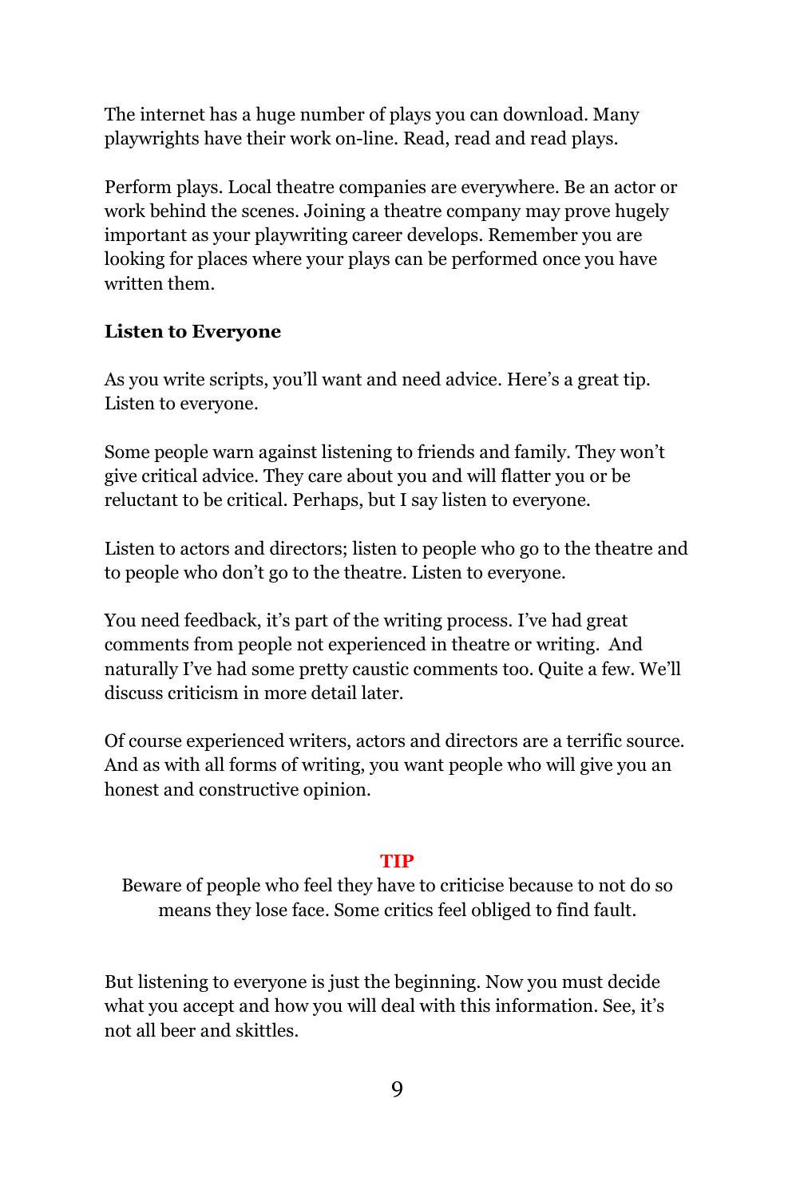The internet has a huge number of plays you can download. Many playwrights have their work on-line. Read, read and read plays.

Perform plays. Local theatre companies are everywhere. Be an actor or work behind the scenes. Joining a theatre company may prove hugely important as your playwriting career develops. Remember you are looking for places where your plays can be performed once you have written them.

**Listen to Everyone**

As you write scripts, you'll want and need advice. Here's a great tip. Listen to everyone.

Some people warn against listening to friends and family. They won't give critical advice. They care about you and will flatter you or be reluctant to be critical. Perhaps, but I say listen to everyone.

Listen to actors and directors; listen to people who go to the theatre and to people who don't go to the theatre. Listen to everyone.

You need feedback, it's part of the writing process. I've had great comments from people not experienced in theatre or writing. And naturally I've had some pretty caustic comments too. Quite a few. We'll discuss criticism in more detail later.

Of course experienced writers, actors and directors are a terrific source. And as with all forms of writing, you want people who will give you an honest and constructive opinion.

**TIP**

Beware of people who feel they have to criticise because to not do so means they lose face. Some critics feel obliged to find fault.

But listening to everyone is just the beginning. Now you must decide what you accept and how you will deal with this information. See, it's not all beer and skittles.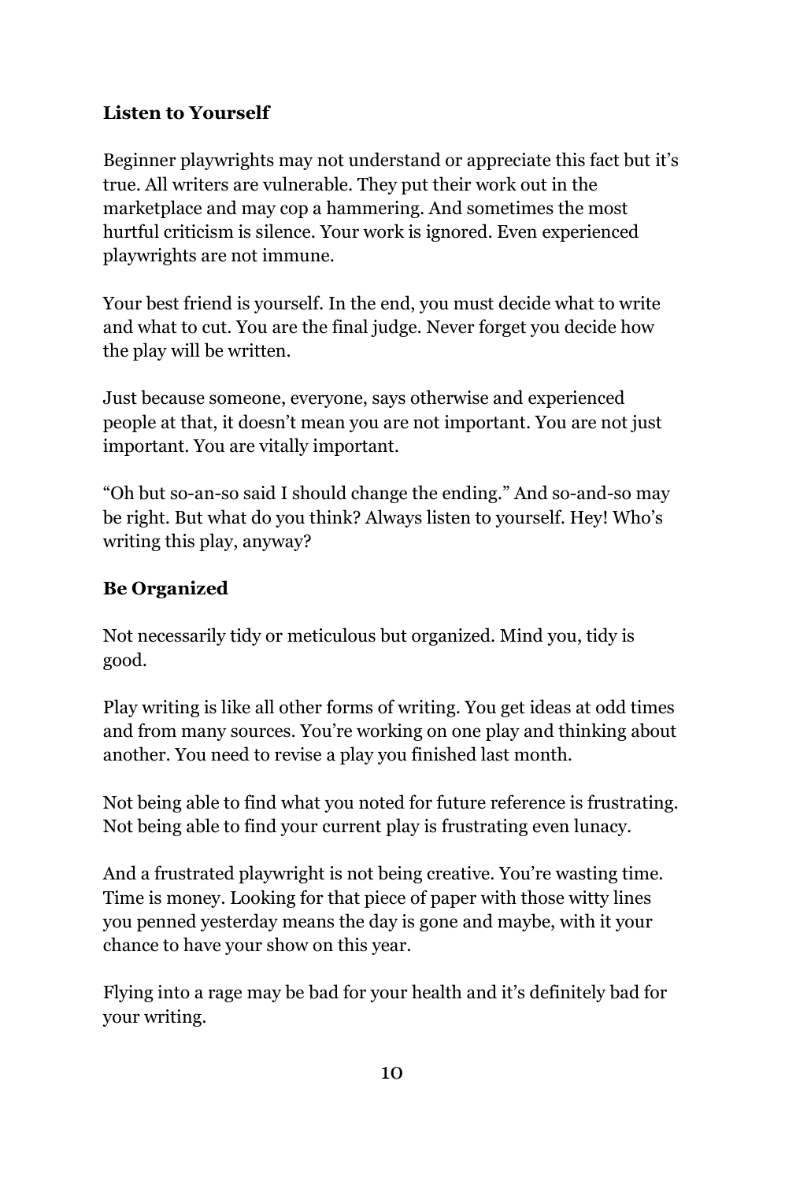**Listen to Yourself**

Beginner playwrights may not understand or appreciate this fact but it's true. All writers are vulnerable. They put their work out in the marketplace and may cop a hammering. And sometimes the most hurtful criticism is silence. Your work is ignored. Even experienced playwrights are not immune.

Your best friend is yourself. In the end, you must decide what to write and what to cut. You are the final judge. Never forget you decide how the play will be written.

Just because someone, everyone, says otherwise and experienced people at that, it doesn't mean you are not important. You are not just important. You are vitally important.

"Oh but so-an-so said I should change the ending." And so-and-so may be right. But what do you think? Always listen to yourself. Hey! Who's writing this play, anyway?

**Be Organized**

Not necessarily tidy or meticulous but organized. Mind you, tidy is good.

Play writing is like all other forms of writing. You get ideas at odd times and from many sources. You're working on one play and thinking about another. You need to revise a play you finished last month.

Not being able to find what you noted for future reference is frustrating. Not being able to find your current play is frustrating even lunacy.

And a frustrated playwright is not being creative. You're wasting time. Time is money. Looking for that piece of paper with those witty lines you penned yesterday means the day is gone and maybe, with it your chance to have your show on this year.

Flying into a rage may be bad for your health and it's definitely bad for your writing.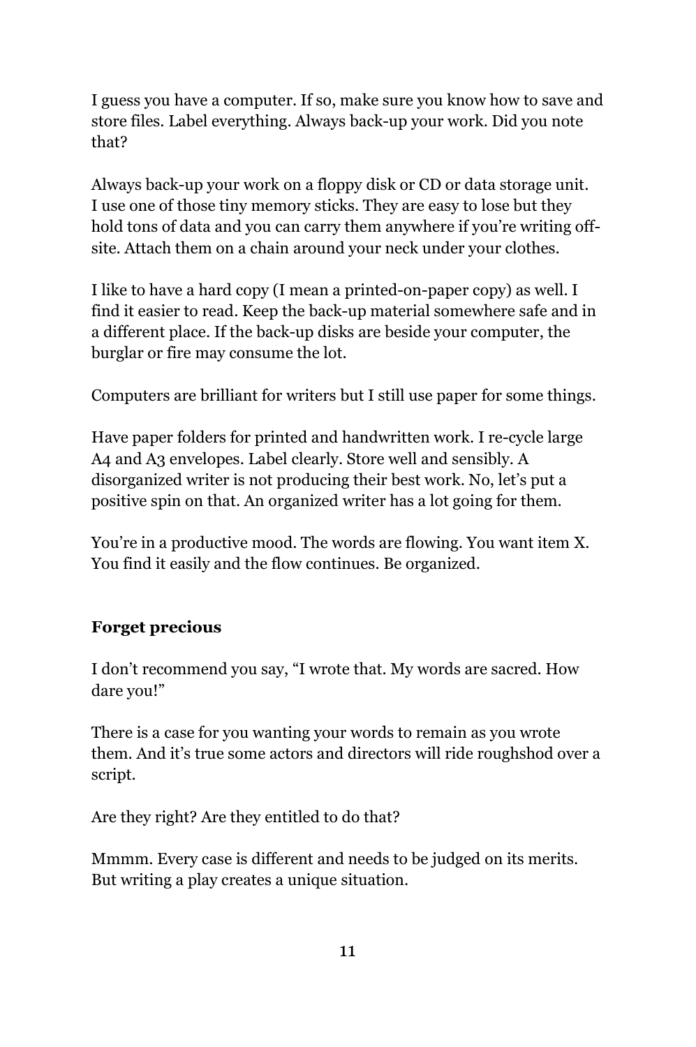I guess you have a computer. If so, make sure you know how to save and store files. Label everything. Always back-up your work. Did you note that?

Always back-up your work on a floppy disk or CD or data storage unit. I use one of those tiny memory sticks. They are easy to lose but they hold tons of data and you can carry them anywhere if you're writing off-site. Attach them on a chain around your neck under your clothes.

I like to have a hard copy (I mean a printed-on-paper copy) as well. I find it easier to read. Keep the back-up material somewhere safe and in a different place. If the back-up disks are beside your computer, the burglar or fire may consume the lot.

Computers are brilliant for writers but I still use paper for some things.

Have paper folders for printed and handwritten work. I re-cycle large A4 and A3 envelopes. Label clearly. Store well and sensibly. A disorganized writer is not producing their best work. No, let's put a positive spin on that. An organized writer has a lot going for them.

You're in a productive mood. The words are flowing. You want item X. You find it easily and the flow continues. Be organized.

### Forget precious

I don't recommend you say, "I wrote that. My words are sacred. How dare you!"

There is a case for you wanting your words to remain as you wrote them. And it's true some actors and directors will ride roughshod over a script.

Are they right? Are they entitled to do that?

Mmmm. Every case is different and needs to be judged on its merits. But writing a play creates a unique situation.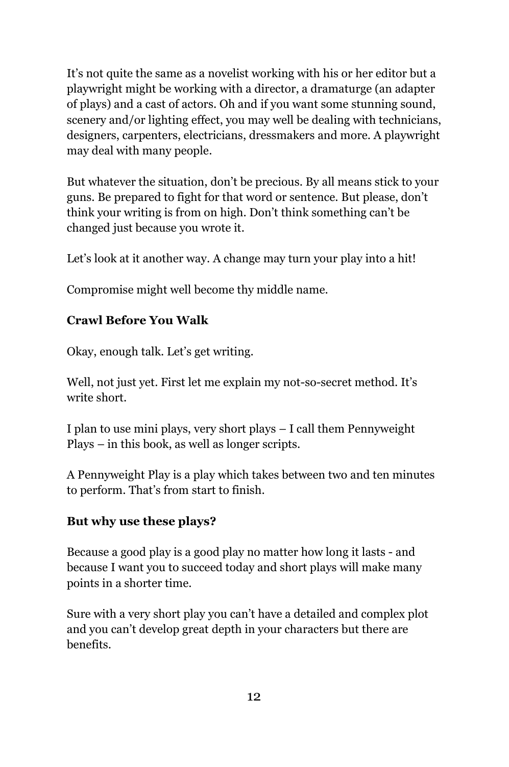It's not quite the same as a novelist working with his or her editor but a playwright might be working with a director, a dramaturge (an adapter of plays) and a cast of actors. Oh and if you want some stunning sound, scenery and/or lighting effect, you may well be dealing with technicians, designers, carpenters, electricians, dressmakers and more. A playwright may deal with many people.

But whatever the situation, don't be precious. By all means stick to your guns. Be prepared to fight for that word or sentence. But please, don't think your writing is from on high. Don't think something can't be changed just because you wrote it.

Let's look at it another way. A change may turn your play into a hit!

Compromise might well become thy middle name.

**Crawl Before You Walk**

Okay, enough talk. Let's get writing.

Well, not just yet. First let me explain my not-so-secret method. It's write short.

I plan to use mini plays, very short plays – I call them Pennyweight Plays – in this book, as well as longer scripts.

A Pennyweight Play is a play which takes between two and ten minutes to perform. That's from start to finish.

**But why use these plays?**

Because a good play is a good play no matter how long it lasts - and because I want you to succeed today and short plays will make many points in a shorter time.

Sure with a very short play you can't have a detailed and complex plot and you can't develop great depth in your characters but there are benefits.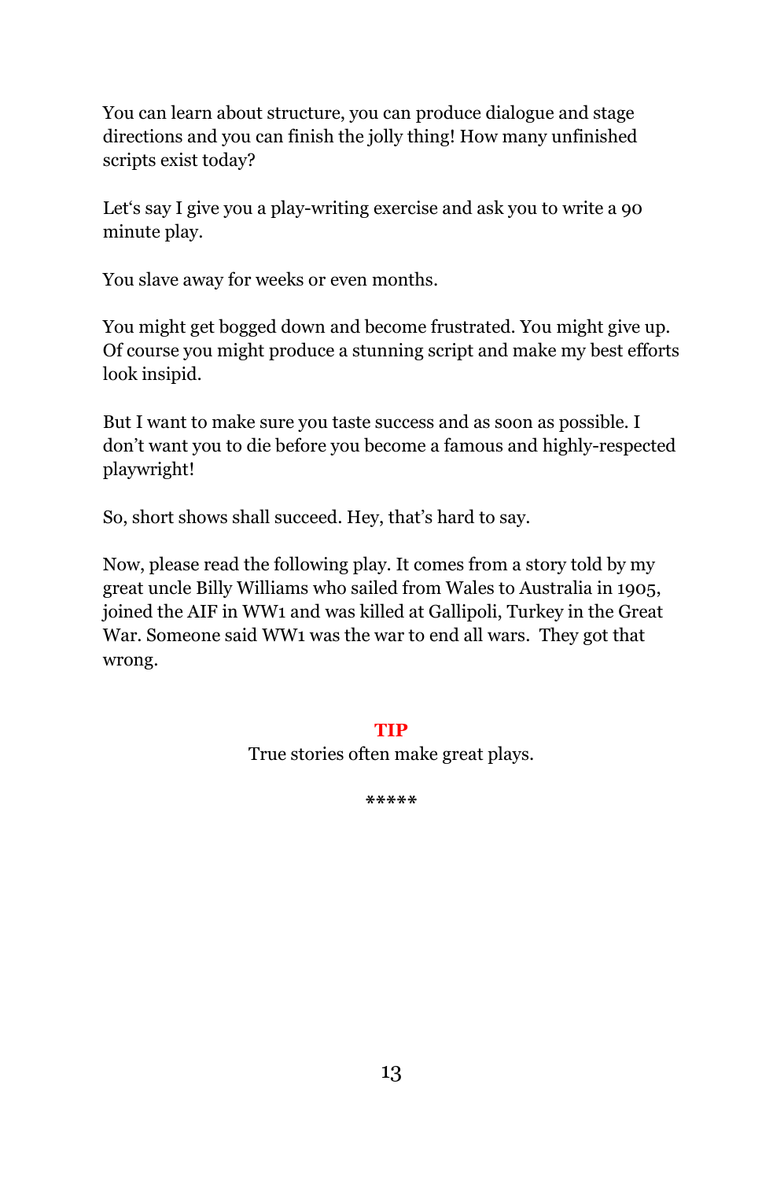You can learn about structure, you can produce dialogue and stage directions and you can finish the jolly thing! How many unfinished scripts exist today?

Let's say I give you a play-writing exercise and ask you to write a 90 minute play.

You slave away for weeks or even months.

You might get bogged down and become frustrated. You might give up. Of course you might produce a stunning script and make my best efforts look insipid.

But I want to make sure you taste success and as soon as possible. I don't want you to die before you become a famous and highly-respected playwright!

So, short shows shall succeed. Hey, that's hard to say.

Now, please read the following play. It comes from a story told by my great uncle Billy Williams who sailed from Wales to Australia in 1905, joined the AIF in WW1 and was killed at Gallipoli, Turkey in the Great War. Someone said WW1 was the war to end all wars. They got that wrong.

**TIP**

True stories often make great plays.

*****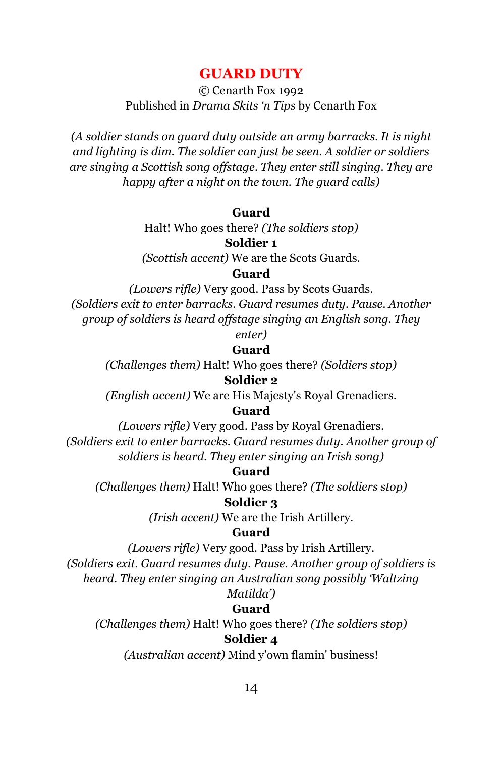# GUARD DUTY

© Cenarth Fox 1992
Published in *Drama Skits 'n Tips* by Cenarth Fox

*(A soldier stands on guard duty outside an army barracks. It is night and lighting is dim. The soldier can just be seen. A soldier or soldiers are singing a Scottish song offstage. They enter still singing. They are happy after a night on the town. The guard calls)*

**Guard**

Halt! Who goes there? *(The soldiers stop)*

**Soldier 1**

*(Scottish accent)* We are the Scots Guards.

**Guard**

*(Lowers rifle)* Very good. Pass by Scots Guards.

*(Soldiers exit to enter barracks. Guard resumes duty. Pause. Another group of soldiers is heard offstage singing an English song. They enter)*

**Guard**

*(Challenges them)* Halt! Who goes there? *(Soldiers stop)*

**Soldier 2**

*(English accent)* We are His Majesty's Royal Grenadiers.

**Guard**

*(Lowers rifle)* Very good. Pass by Royal Grenadiers.

*(Soldiers exit to enter barracks. Guard resumes duty. Another group of soldiers is heard. They enter singing an Irish song)*

**Guard**

*(Challenges them)* Halt! Who goes there? *(The soldiers stop)*

**Soldier 3**

*(Irish accent)* We are the Irish Artillery.

**Guard**

*(Lowers rifle)* Very good. Pass by Irish Artillery.

*(Soldiers exit. Guard resumes duty. Pause. Another group of soldiers is heard. They enter singing an Australian song possibly 'Waltzing Matilda')*

**Guard**

*(Challenges them)* Halt! Who goes there? *(The soldiers stop)*

**Soldier 4**

*(Australian accent)* Mind y'own flamin' business!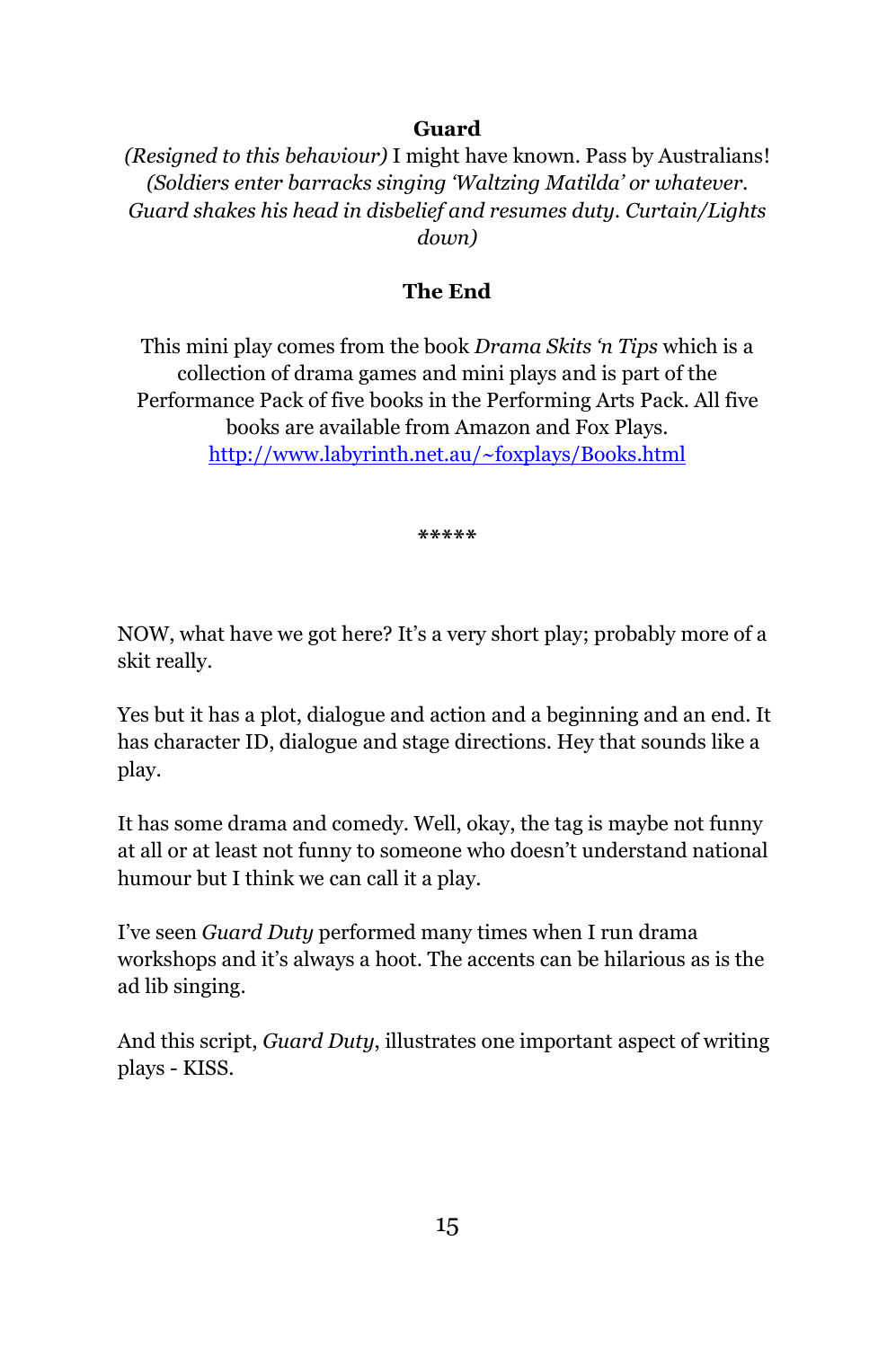**Guard**

*(Resigned to this behaviour)* I might have known. Pass by Australians! *(Soldiers enter barracks singing 'Waltzing Matilda' or whatever. Guard shakes his head in disbelief and resumes duty. Curtain/Lights down)*

**The End**

This mini play comes from the book *Drama Skits 'n Tips* which is a collection of drama games and mini plays and is part of the Performance Pack of five books in the Performing Arts Pack. All five books are available from Amazon and Fox Plays. [http://www.labyrinth.net.au/~foxplays/Books.html](http://www.labyrinth.net.au/~foxplays/Books.html)

*****

NOW, what have we got here? It's a very short play; probably more of a skit really.

Yes but it has a plot, dialogue and action and a beginning and an end. It has character ID, dialogue and stage directions. Hey that sounds like a play.

It has some drama and comedy. Well, okay, the tag is maybe not funny at all or at least not funny to someone who doesn't understand national humour but I think we can call it a play.

I've seen *Guard Duty* performed many times when I run drama workshops and it's always a hoot. The accents can be hilarious as is the ad lib singing.

And this script, *Guard Duty*, illustrates one important aspect of writing plays - KISS.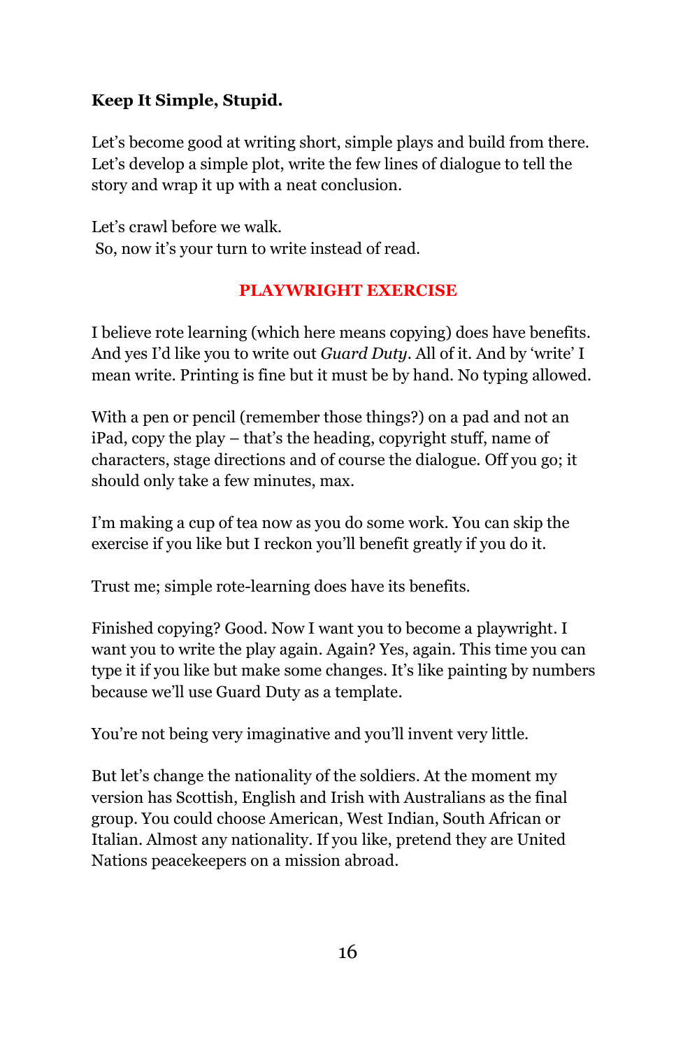**Keep It Simple, Stupid.**

Let's become good at writing short, simple plays and build from there. Let's develop a simple plot, write the few lines of dialogue to tell the story and wrap it up with a neat conclusion.

Let's crawl before we walk.
So, now it's your turn to write instead of read.

## PLAYWRIGHT EXERCISE

I believe rote learning (which here means copying) does have benefits. And yes I'd like you to write out *Guard Duty*. All of it. And by 'write' I mean write. Printing is fine but it must be by hand. No typing allowed.

With a pen or pencil (remember those things?) on a pad and not an iPad, copy the play – that's the heading, copyright stuff, name of characters, stage directions and of course the dialogue. Off you go; it should only take a few minutes, max.

I'm making a cup of tea now as you do some work. You can skip the exercise if you like but I reckon you'll benefit greatly if you do it.

Trust me; simple rote-learning does have its benefits.

Finished copying? Good. Now I want you to become a playwright. I want you to write the play again. Again? Yes, again. This time you can type it if you like but make some changes. It's like painting by numbers because we'll use Guard Duty as a template.

You're not being very imaginative and you'll invent very little.

But let's change the nationality of the soldiers. At the moment my version has Scottish, English and Irish with Australians as the final group. You could choose American, West Indian, South African or Italian. Almost any nationality. If you like, pretend they are United Nations peacekeepers on a mission abroad.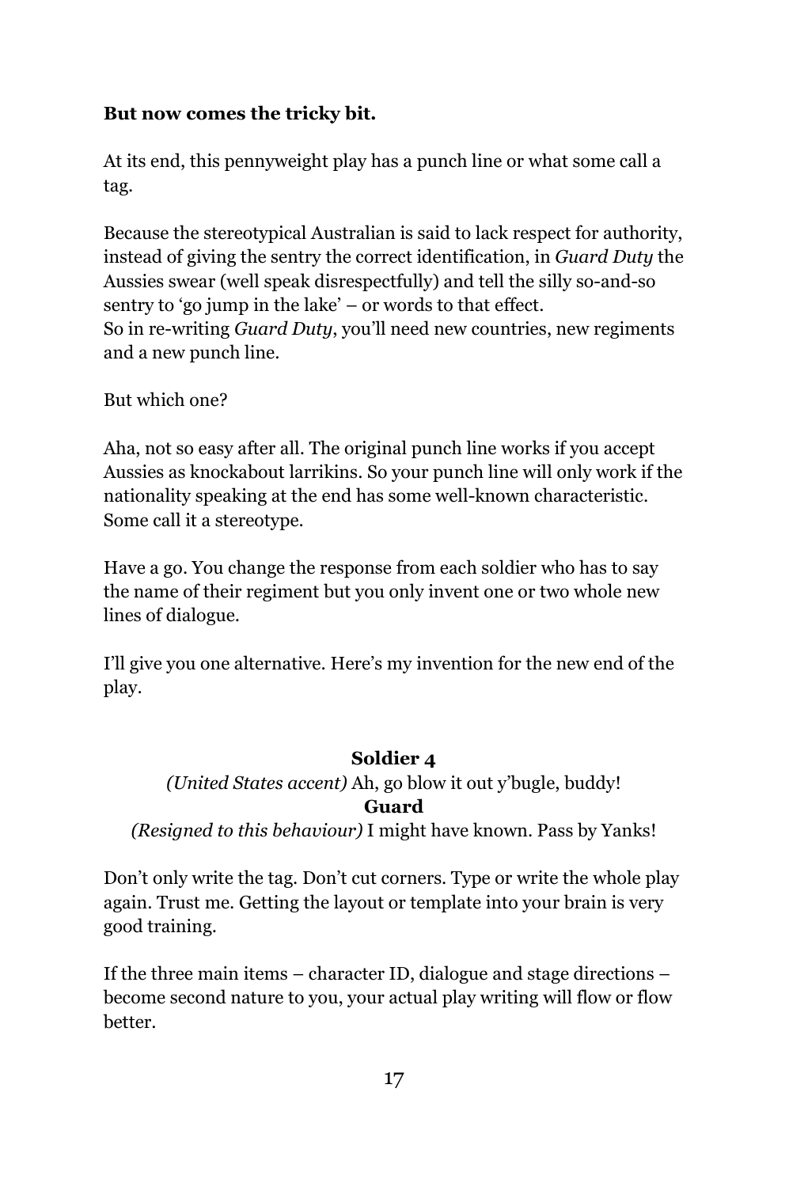**But now comes the tricky bit.**

At its end, this pennyweight play has a punch line or what some call a tag.

Because the stereotypical Australian is said to lack respect for authority, instead of giving the sentry the correct identification, in *Guard Duty* the Aussies swear (well speak disrespectfully) and tell the silly so-and-so sentry to 'go jump in the lake' – or words to that effect.
So in re-writing *Guard Duty*, you'll need new countries, new regiments and a new punch line.

But which one?

Aha, not so easy after all. The original punch line works if you accept Aussies as knockabout larrikins. So your punch line will only work if the nationality speaking at the end has some well-known characteristic. Some call it a stereotype.

Have a go. You change the response from each soldier who has to say the name of their regiment but you only invent one or two whole new lines of dialogue.

I'll give you one alternative. Here's my invention for the new end of the play.

**Soldier 4**

*(United States accent)* Ah, go blow it out y'bugle, buddy!

**Guard**

*(Resigned to this behaviour)* I might have known. Pass by Yanks!

Don't only write the tag. Don't cut corners. Type or write the whole play again. Trust me. Getting the layout or template into your brain is very good training.

If the three main items – character ID, dialogue and stage directions – become second nature to you, your actual play writing will flow or flow better.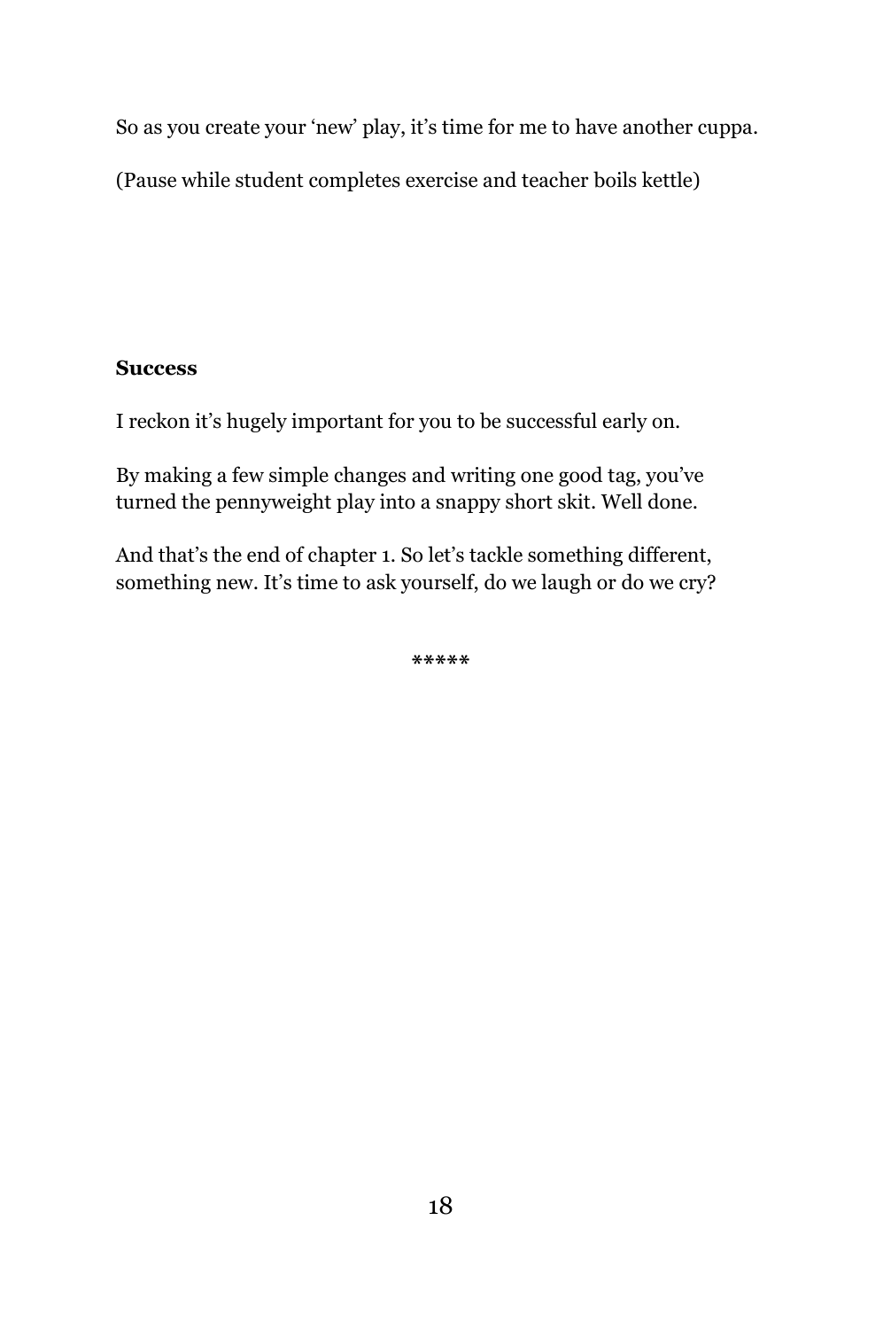So as you create your 'new' play, it's time for me to have another cuppa.

(Pause while student completes exercise and teacher boils kettle)

**Success**

I reckon it's hugely important for you to be successful early on.

By making a few simple changes and writing one good tag, you've turned the pennyweight play into a snappy short skit. Well done.

And that's the end of chapter 1. So let's tackle something different, something new. It's time to ask yourself, do we laugh or do we cry?

*****